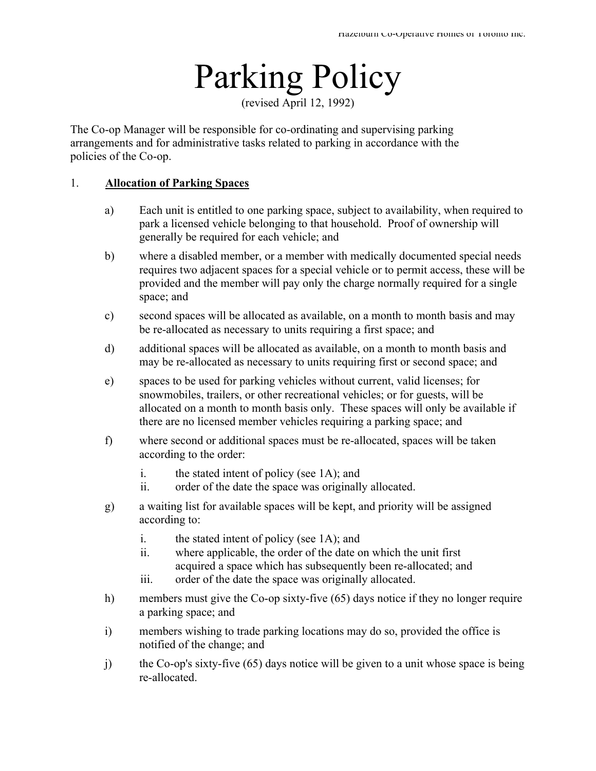# Parking Policy

(revised April 12, 1992)

The Co-op Manager will be responsible for co-ordinating and supervising parking arrangements and for administrative tasks related to parking in accordance with the policies of the Co-op.

## 1. Allocation of Parking Spaces

a) Each unit is entitled to one parking space, subject to availability, when required to park a licensed vehicle belonging to that household. Proof of ownership will generally be required for each vehicle; and

b) where a disabled member, or a member with medically documented special needs requires two adjacent spaces for a special vehicle or to permit access, these will be provided and the member will pay only the charge normally required for a single space; and

c) second spaces will be allocated as available, on a month to month basis and may be re-allocated as necessary to units requiring a first space; and

d) additional spaces will be allocated as available, on a month to month basis and may be re-allocated as necessary to units requiring first or second space; and

e) spaces to be used for parking vehicles without current, valid licenses; for snowmobiles, trailers, or other recreational vehicles; or for guests, will be allocated on a month to month basis only. These spaces will only be available if there are no licensed member vehicles requiring a parking space; and

f) where second or additional spaces must be re-allocated, spaces will be taken according to the order:

   i. the stated intent of policy (see 1A); and
   ii. order of the date the space was originally allocated.

g) a waiting list for available spaces will be kept, and priority will be assigned according to:

   i. the stated intent of policy (see 1A); and
   ii. where applicable, the order of the date on which the unit first acquired a space which has subsequently been re-allocated; and
   iii. order of the date the space was originally allocated.

h) members must give the Co-op sixty-five (65) days notice if they no longer require a parking space; and

i) members wishing to trade parking locations may do so, provided the office is notified of the change; and

j) the Co-op's sixty-five (65) days notice will be given to a unit whose space is being re-allocated.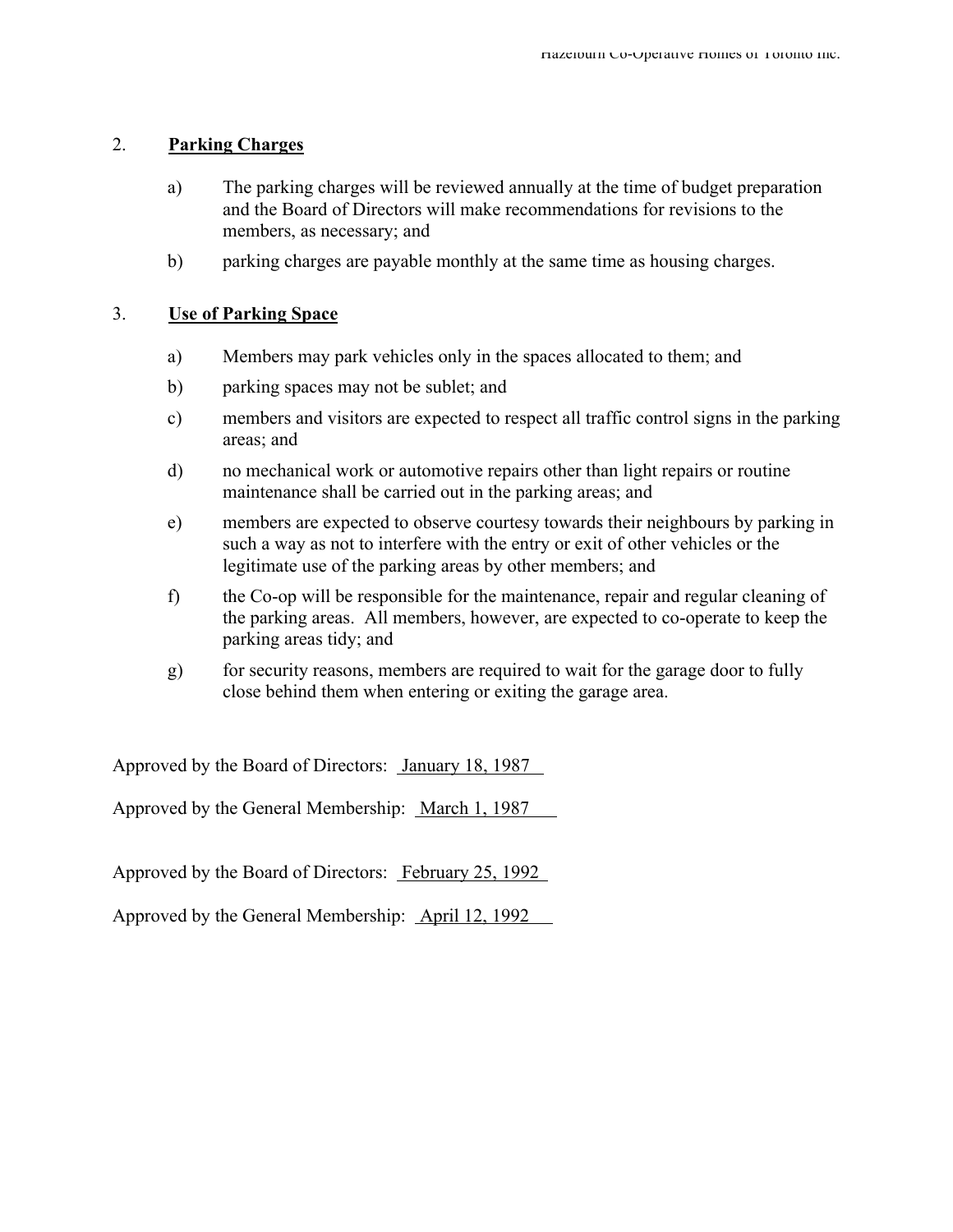## 2. **Parading Charges**

a) The parking charges will be reviewed annually at the time of budget preparation and the Board of Directors will make recommendations for revisions to the members, as necessary; and

b) parking charges are payable monthly at the same time as housing charges.

## 3. **Use of Parking Space**

a) Members may park vehicles only in the spaces allocated to them; and

b) parking spaces may not be sublet; and

c) members and visitors are expected to respect all traffic control signs in the parking areas; and

d) no mechanical work or automotive repairs other than light repairs or routine maintenance shall be carried out in the parking areas; and

e) members are expected to observe courtesy towards their neighbours by parking in such a way as not to interfere with the entry or exit of other vehicles or the legitimate use of the parking areas by other members; and

f) the Co-op will be responsible for the maintenance, repair and regular cleaning of the parking areas. All members, however, are expected to co-operate to keep the parking areas tidy; and

g) for security reasons, members are required to wait for the garage door to fully close behind them when entering or exiting the garage area.

Approved by the Board of Directors: January 18, 1987

Approved by the General Membership: March 1, 1987

Approved by the Board of Directors: February 25, 1992

Approved by the General Membership: April 12, 1992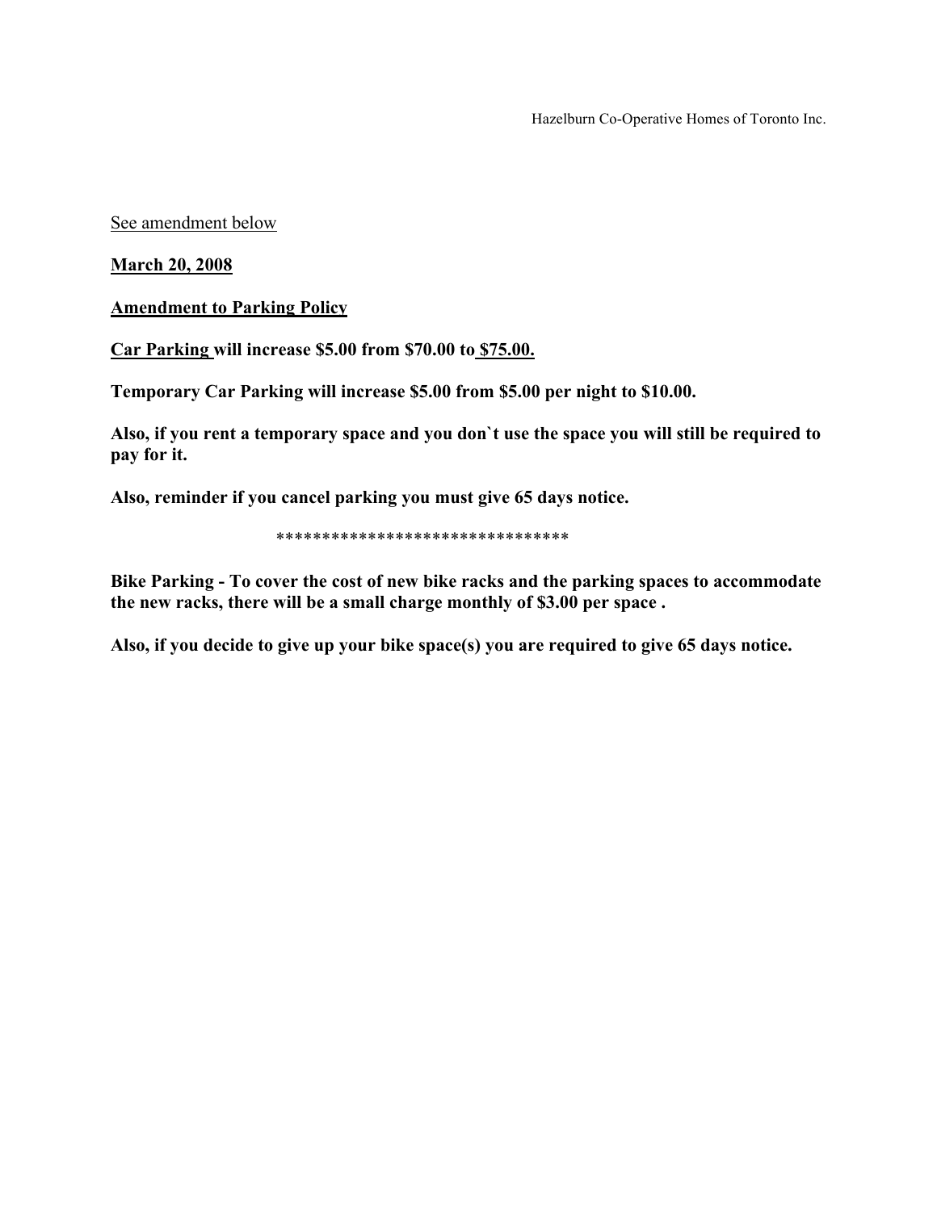See amendment below

**March 20, 2008**

**Amendment to Parking Policy**

**Car Parking will increase $5.00 from $70.00 to $75.00.**

**Temporary Car Parking will increase $5.00 from $5.00 per night to $10.00.**

**Also, if you rent a temporary space and you don`t use the space you will still be required to pay for it.**

**Also, reminder if you cancel parking you must give 65 days notice.**

********************************

**Bike Parking - To cover the cost of new bike racks and the parking spaces to accommodate the new racks, there will be a small charge monthly of $3.00 per space .**

**Also, if you decide to give up your bike space(s) you are required to give 65 days notice.**